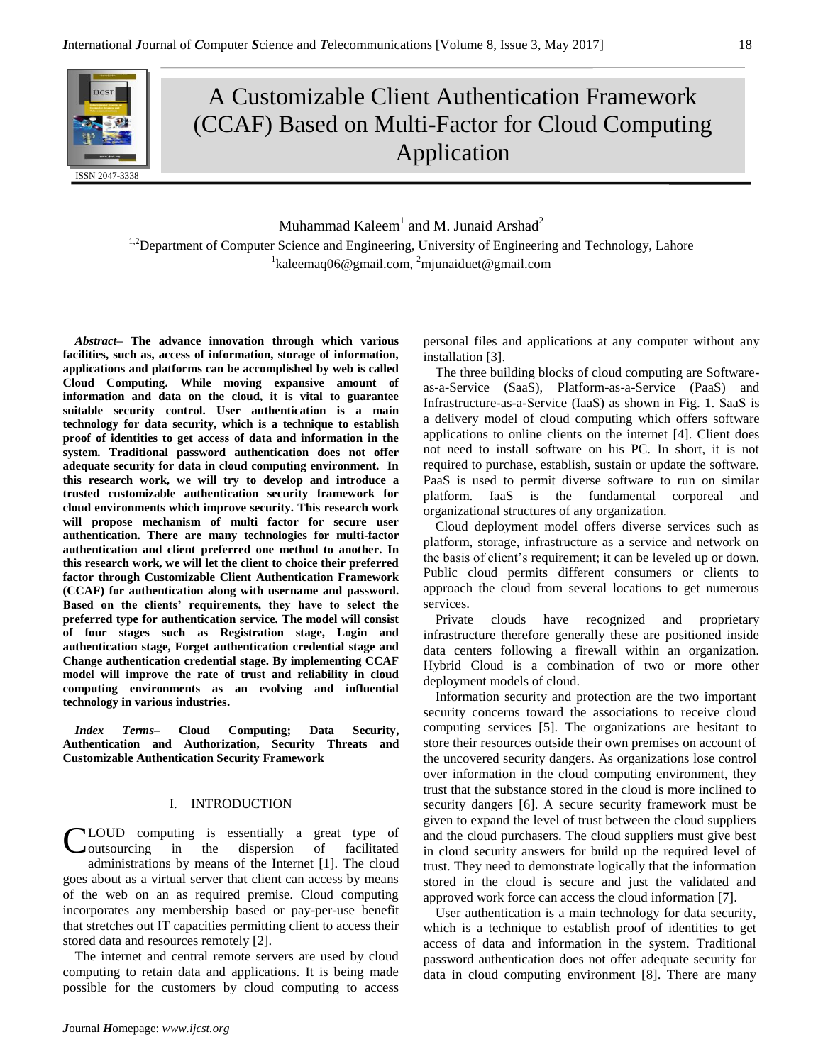# A Customizable Client Authentication Framework (CCAF) Based on Multi-Factor for Cloud Computing Application

ISSN 2047-3338

Muhammad Kaleem[1] and M. Junaid Arshad[2]

[1,2]Department of Computer Science and Engineering, University of Engineering and Technology, Lahore

[1]kaleemaq06@gmail.com, [2]mjunaiduet@gmail.com

***Abstract*– The advance innovation through which various facilities, such as, access of information, storage of information, applications and platforms can be accomplished by web is called Cloud Computing. While moving expansive amount of information and data on the cloud, it is vital to guarantee suitable security control. User authentication is a main technology for data security, which is a technique to establish proof of identities to get access of data and information in the system. Traditional password authentication does not offer adequate security for data in cloud computing environment. In this research work, we will try to develop and introduce a trusted customizable authentication security framework for cloud environments which improve security. This research work will propose mechanism of multi factor for secure user authentication. There are many technologies for multi-factor authentication and client preferred one method to another. In this research work, we will let the client to choice their preferred factor through Customizable Client Authentication Framework (CCAF) for authentication along with username and password. Based on the clients' requirements, they have to select the preferred type for authentication service. The model will consist of four stages such as Registration stage, Login and authentication stage, Forget authentication credential stage and Change authentication credential stage. By implementing CCAF model will improve the rate of trust and reliability in cloud computing environments as an evolving and influential technology in various industries.**

***Index Terms*– Cloud Computing; Data Security, Authentication and Authorization, Security Threats and Customizable Authentication Security Framework**

## I. INTRODUCTION

CLOUD computing is essentially a great type of outsourcing in the dispersion of facilitated administrations by means of the Internet [1]. The cloud goes about as a virtual server that client can access by means of the web on an as required premise. Cloud computing incorporates any membership based or pay-per-use benefit that stretches out IT capacities permitting client to access their stored data and resources remotely [2].

The internet and central remote servers are used by cloud computing to retain data and applications. It is being made possible for the customers by cloud computing to access personal files and applications at any computer without any installation [3].

The three building blocks of cloud computing are Software-as-a-Service (SaaS), Platform-as-a-Service (PaaS) and Infrastructure-as-a-Service (IaaS) as shown in Fig. 1. SaaS is a delivery model of cloud computing which offers software applications to online clients on the internet [4]. Client does not need to install software on his PC. In short, it is not required to purchase, establish, sustain or update the software. PaaS is used to permit diverse software to run on similar platform. IaaS is the fundamental corporeal and organizational structures of any organization.

Cloud deployment model offers diverse services such as platform, storage, infrastructure as a service and network on the basis of client's requirement; it can be leveled up or down. Public cloud permits different consumers or clients to approach the cloud from several locations to get numerous services.

Private clouds have recognized and proprietary infrastructure therefore generally these are positioned inside data centers following a firewall within an organization. Hybrid Cloud is a combination of two or more other deployment models of cloud.

Information security and protection are the two important security concerns toward the associations to receive cloud computing services [5]. The organizations are hesitant to store their resources outside their own premises on account of the uncovered security dangers. As organizations lose control over information in the cloud computing environment, they trust that the substance stored in the cloud is more inclined to security dangers [6]. A secure security framework must be given to expand the level of trust between the cloud suppliers and the cloud purchasers. The cloud suppliers must give best in cloud security answers for build up the required level of trust. They need to demonstrate logically that the information stored in the cloud is secure and just the validated and approved work force can access the cloud information [7].

User authentication is a main technology for data security, which is a technique to establish proof of identities to get access of data and information in the system. Traditional password authentication does not offer adequate security for data in cloud computing environment [8]. There are many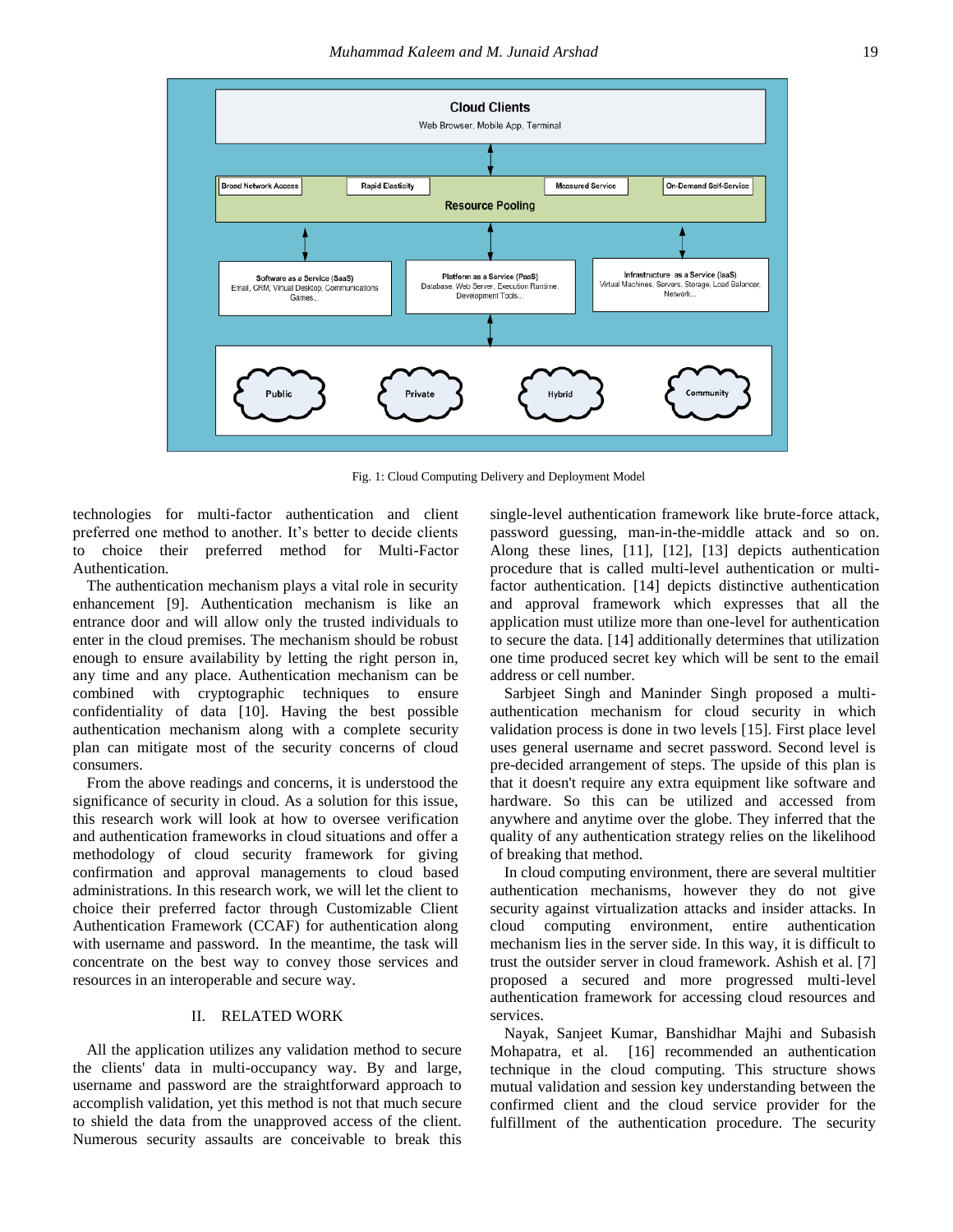Fig. 1: Cloud Computing Delivery and Deployment Model

technologies for multi-factor authentication and client preferred one method to another. It's better to decide clients to choice their preferred method for Multi-Factor Authentication.

The authentication mechanism plays a vital role in security enhancement [9]. Authentication mechanism is like an entrance door and will allow only the trusted individuals to enter in the cloud premises. The mechanism should be robust enough to ensure availability by letting the right person in, any time and any place. Authentication mechanism can be combined with cryptographic techniques to ensure confidentiality of data [10]. Having the best possible authentication mechanism along with a complete security plan can mitigate most of the security concerns of cloud consumers.

From the above readings and concerns, it is understood the significance of security in cloud. As a solution for this issue, this research work will look at how to oversee verification and authentication frameworks in cloud situations and offer a methodology of cloud security framework for giving confirmation and approval managements to cloud based administrations. In this research work, we will let the client to choice their preferred factor through Customizable Client Authentication Framework (CCAF) for authentication along with username and password. In the meantime, the task will concentrate on the best way to convey those services and resources in an interoperable and secure way.

## II. RELATED WORK

All the application utilizes any validation method to secure the clients' data in multi-occupancy way. By and large, username and password are the straightforward approach to accomplish validation, yet this method is not that much secure to shield the data from the unapproved access of the client. Numerous security assaults are conceivable to break this single-level authentication framework like brute-force attack, password guessing, man-in-the-middle attack and so on. Along these lines, [11], [12], [13] depicts authentication procedure that is called multi-level authentication or multi-factor authentication. [14] depicts distinctive authentication and approval framework which expresses that all the application must utilize more than one-level for authentication to secure the data. [14] additionally determines that utilization one time produced secret key which will be sent to the email address or cell number.

Sarbjeet Singh and Maninder Singh proposed a multi-authentication mechanism for cloud security in which validation process is done in two levels [15]. First place level uses general username and secret password. Second level is pre-decided arrangement of steps. The upside of this plan is that it doesn't require any extra equipment like software and hardware. So this can be utilized and accessed from anywhere and anytime over the globe. They inferred that the quality of any authentication strategy relies on the likelihood of breaking that method.

In cloud computing environment, there are several multitier authentication mechanisms, however they do not give security against virtualization attacks and insider attacks. In cloud computing environment, entire authentication mechanism lies in the server side. In this way, it is difficult to trust the outsider server in cloud framework. Ashish et al. [7] proposed a secured and more progressed multi-level authentication framework for accessing cloud resources and services.

Nayak, Sanjeet Kumar, Banshidhar Majhi and Subasish Mohapatra, et al. [16] recommended an authentication technique in the cloud computing. This structure shows mutual validation and session key understanding between the confirmed client and the cloud service provider for the fulfillment of the authentication procedure. The security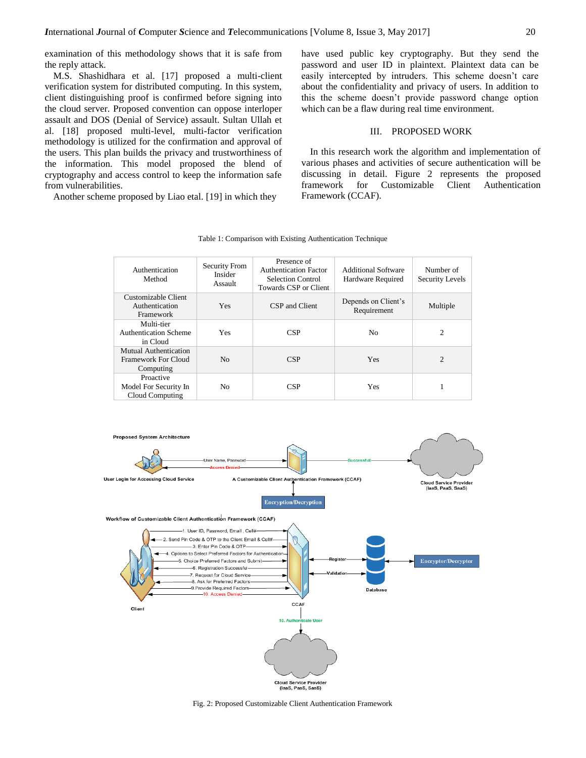examination of this methodology shows that it is safe from the reply attack.

M.S. Shashidhara et al. [17] proposed a multi-client verification system for distributed computing. In this system, client distinguishing proof is confirmed before signing into the cloud server. Proposed convention can oppose interloper assault and DOS (Denial of Service) assault. Sultan Ullah et al. [18] proposed multi-level, multi-factor verification methodology is utilized for the confirmation and approval of the users. This plan builds the privacy and trustworthiness of the information. This model proposed the blend of cryptography and access control to keep the information safe from vulnerabilities.

Another scheme proposed by Liao etal. [19] in which they have used public key cryptography. But they send the password and user ID in plaintext. Plaintext data can be easily intercepted by intruders. This scheme doesn't care about the confidentiality and privacy of users. In addition to this the scheme doesn't provide password change option which can be a flaw during real time environment.

## III. PROPOSED WORK

In this research work the algorithm and implementation of various phases and activities of secure authentication will be discussing in detail. Figure 2 represents the proposed framework for Customizable Client Authentication Framework (CCAF).

Table 1: Comparison with Existing Authentication Technique

| Authentication Method | Security From Insider Assault | Presence of Authentication Factor Selection Control Towards CSP or Client | Additional Software Hardware Required | Number of Security Levels |
|---|---|---|---|---|
| Customizable Client Authentication Framework | Yes | CSP and Client | Depends on Client's Requirement | Multiple |
| Multi-tier Authentication Scheme in Cloud | Yes | CSP | No | 2 |
| Mutual Authentication Framework For Cloud Computing | No | CSP | Yes | 2 |
| Proactive Model For Security In Cloud Computing | No | CSP | Yes | 1 |

Fig. 2: Proposed Customizable Client Authentication Framework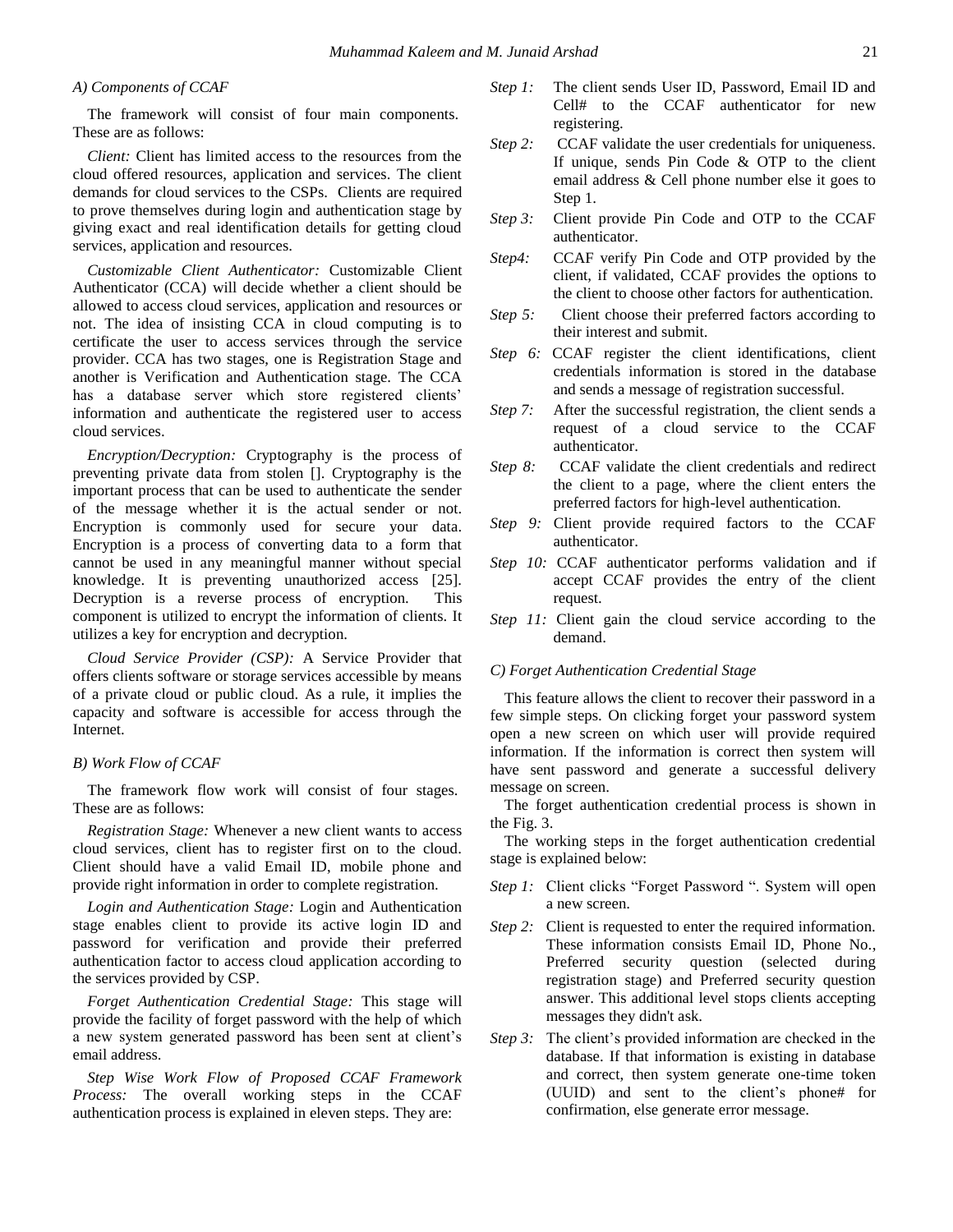### A) Components of CCAF

The framework will consist of four main components. These are as follows:

*Client:* Client has limited access to the resources from the cloud offered resources, application and services. The client demands for cloud services to the CSPs. Clients are required to prove themselves during login and authentication stage by giving exact and real identification details for getting cloud services, application and resources.

*Customizable Client Authenticator:* Customizable Client Authenticator (CCA) will decide whether a client should be allowed to access cloud services, application and resources or not. The idea of insisting CCA in cloud computing is to certificate the user to access services through the service provider. CCA has two stages, one is Registration Stage and another is Verification and Authentication stage. The CCA has a database server which store registered clients' information and authenticate the registered user to access cloud services.

*Encryption/Decryption:* Cryptography is the process of preventing private data from stolen []. Cryptography is the important process that can be used to authenticate the sender of the message whether it is the actual sender or not. Encryption is commonly used for secure your data. Encryption is a process of converting data to a form that cannot be used in any meaningful manner without special knowledge. It is preventing unauthorized access [25]. Decryption is a reverse process of encryption. This component is utilized to encrypt the information of clients. It utilizes a key for encryption and decryption.

*Cloud Service Provider (CSP):* A Service Provider that offers clients software or storage services accessible by means of a private cloud or public cloud. As a rule, it implies the capacity and software is accessible for access through the Internet.

### B) Work Flow of CCAF

The framework flow work will consist of four stages. These are as follows:

*Registration Stage:* Whenever a new client wants to access cloud services, client has to register first on to the cloud. Client should have a valid Email ID, mobile phone and provide right information in order to complete registration.

*Login and Authentication Stage:* Login and Authentication stage enables client to provide its active login ID and password for verification and provide their preferred authentication factor to access cloud application according to the services provided by CSP.

*Forget Authentication Credential Stage:* This stage will provide the facility of forget password with the help of which a new system generated password has been sent at client's email address.

*Step Wise Work Flow of Proposed CCAF Framework Process:* The overall working steps in the CCAF authentication process is explained in eleven steps. They are:

- *Step 1:* The client sends User ID, Password, Email ID and Cell# to the CCAF authenticator for new registering.
- *Step 2:* CCAF validate the user credentials for uniqueness. If unique, sends Pin Code & OTP to the client email address & Cell phone number else it goes to Step 1.
- *Step 3:* Client provide Pin Code and OTP to the CCAF authenticator.
- *Step4:* CCAF verify Pin Code and OTP provided by the client, if validated, CCAF provides the options to the client to choose other factors for authentication.
- *Step 5:* Client choose their preferred factors according to their interest and submit.
- *Step 6:* CCAF register the client identifications, client credentials information is stored in the database and sends a message of registration successful.
- *Step 7:* After the successful registration, the client sends a request of a cloud service to the CCAF authenticator.
- *Step 8:* CCAF validate the client credentials and redirect the client to a page, where the client enters the preferred factors for high-level authentication.
- *Step 9:* Client provide required factors to the CCAF authenticator.
- *Step 10:* CCAF authenticator performs validation and if accept CCAF provides the entry of the client request.
- *Step 11:* Client gain the cloud service according to the demand.

### C) Forget Authentication Credential Stage

This feature allows the client to recover their password in a few simple steps. On clicking forget your password system open a new screen on which user will provide required information. If the information is correct then system will have sent password and generate a successful delivery message on screen.

The forget authentication credential process is shown in the Fig. 3.

The working steps in the forget authentication credential stage is explained below:

- *Step 1:* Client clicks "Forget Password ". System will open a new screen.
- *Step 2:* Client is requested to enter the required information. These information consists Email ID, Phone No., Preferred security question (selected during registration stage) and Preferred security question answer. This additional level stops clients accepting messages they didn't ask.
- *Step 3:* The client's provided information are checked in the database. If that information is existing in database and correct, then system generate one-time token (UUID) and sent to the client's phone# for confirmation, else generate error message.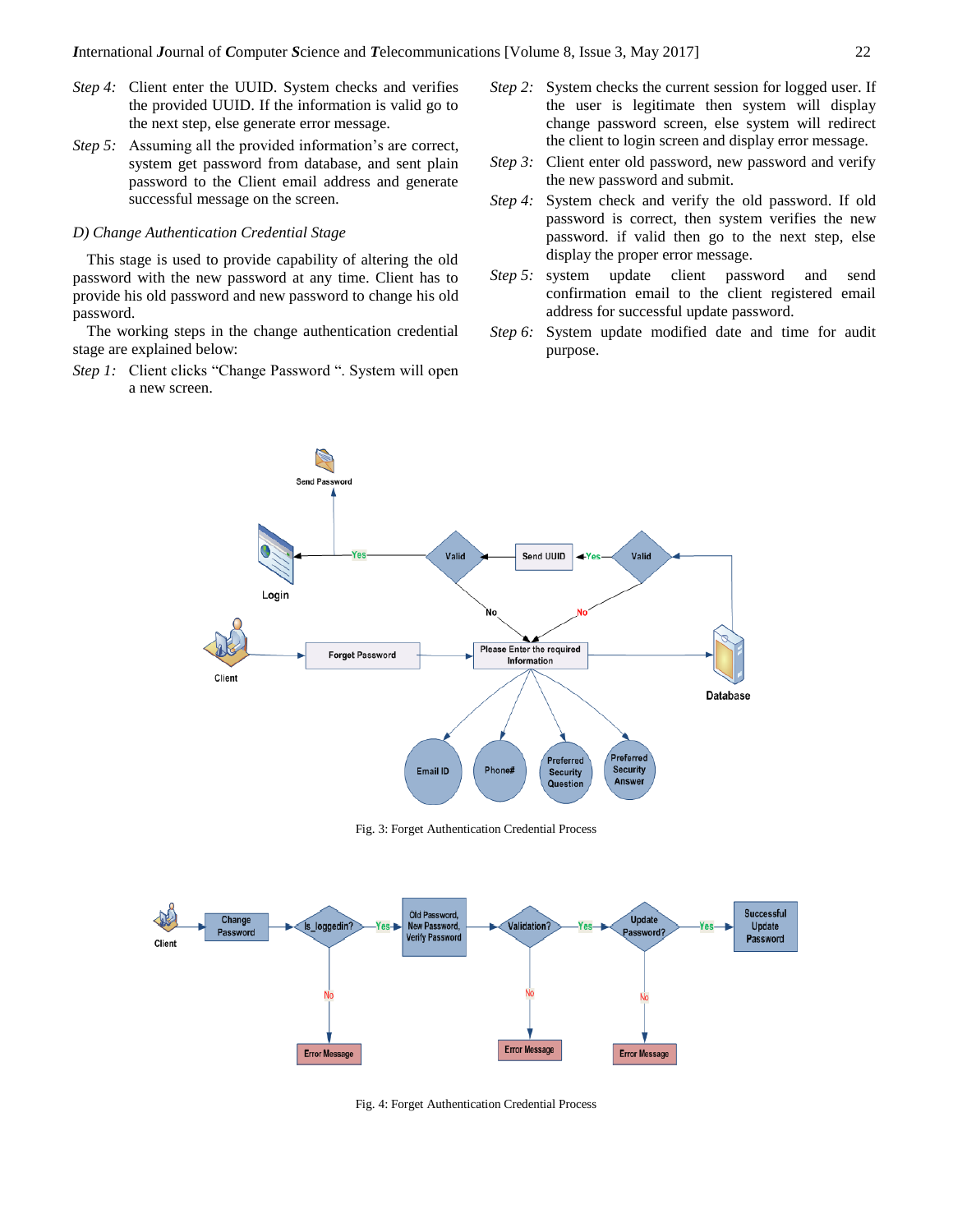*Step 4:* Client enter the UUID. System checks and verifies the provided UUID. If the information is valid go to the next step, else generate error message.

*Step 5:* Assuming all the provided information's are correct, system get password from database, and sent plain password to the Client email address and generate successful message on the screen.

### *D) Change Authentication Credential Stage*

This stage is used to provide capability of altering the old password with the new password at any time. Client has to provide his old password and new password to change his old password.

The working steps in the change authentication credential stage are explained below:

*Step 1:* Client clicks "Change Password ". System will open a new screen.

*Step 2:* System checks the current session for logged user. If the user is legitimate then system will display change password screen, else system will redirect the client to login screen and display error message.

*Step 3:* Client enter old password, new password and verify the new password and submit.

*Step 4:* System check and verify the old password. If old password is correct, then system verifies the new password. if valid then go to the next step, else display the proper error message.

*Step 5:* system update client password and send confirmation email to the client registered email address for successful update password.

*Step 6:* System update modified date and time for audit purpose.

Fig. 3: Forget Authentication Credential Process

Fig. 4: Forget Authentication Credential Process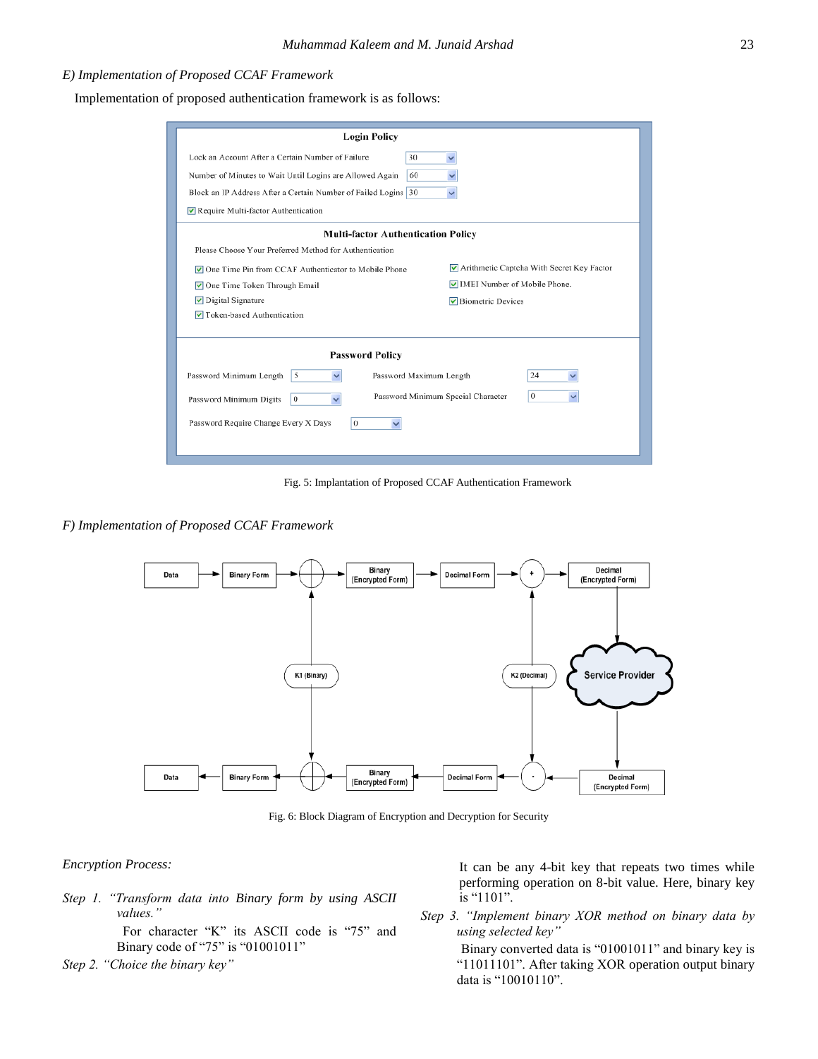*E) Implementation of Proposed CCAF Framework*

Implementation of proposed authentication framework is as follows:

Fig. 5: Implantation of Proposed CCAF Authentication Framework

*F) Implementation of Proposed CCAF Framework*

Fig. 6: Block Diagram of Encryption and Decryption for Security

*Encryption Process:*

*Step 1. "Transform data into Binary form by using ASCII values."*

For character "K" its ASCII code is "75" and Binary code of "75" is "01001011"

*Step 2. "Choice the binary key"*

It can be any 4-bit key that repeats two times while performing operation on 8-bit value. Here, binary key is "1101".

*Step 3. "Implement binary XOR method on binary data by using selected key"*

Binary converted data is "01001011" and binary key is "11011101". After taking XOR operation output binary data is "10010110".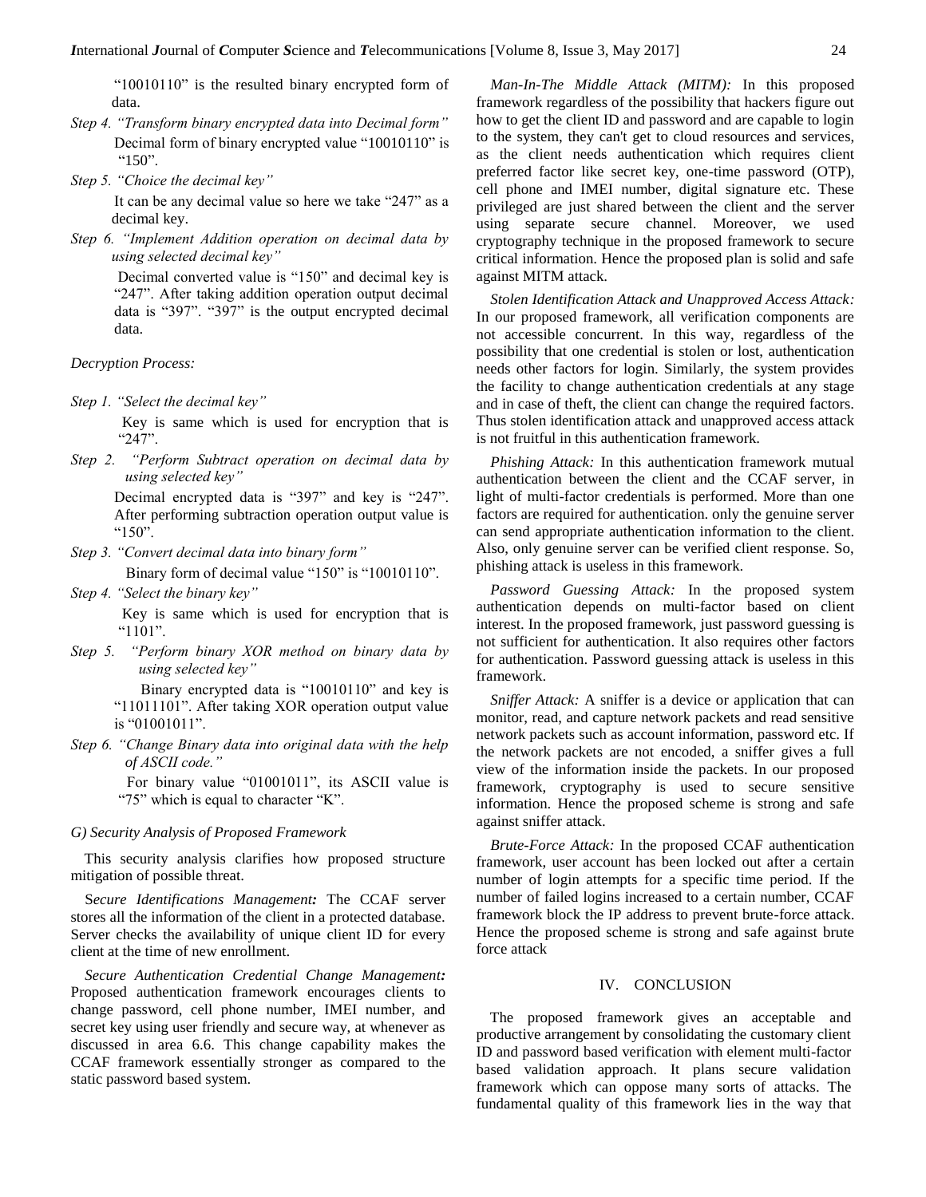"10010110" is the resulted binary encrypted form of data.

*Step 4. "Transform binary encrypted data into Decimal form"*

Decimal form of binary encrypted value "10010110" is "150".

*Step 5. "Choice the decimal key"*

It can be any decimal value so here we take "247" as a decimal key.

*Step 6. "Implement Addition operation on decimal data by using selected decimal key"*

Decimal converted value is "150" and decimal key is "247". After taking addition operation output decimal data is "397". "397" is the output encrypted decimal data.

*Decryption Process:*

*Step 1. "Select the decimal key"*

Key is same which is used for encryption that is "247".

*Step 2. "Perform Subtract operation on decimal data by using selected key"*

Decimal encrypted data is "397" and key is "247". After performing subtraction operation output value is "150".

*Step 3. "Convert decimal data into binary form"*

Binary form of decimal value "150" is "10010110".

*Step 4. "Select the binary key"*

Key is same which is used for encryption that is "1101".

*Step 5. "Perform binary XOR method on binary data by using selected key"*

Binary encrypted data is "10010110" and key is "11011101". After taking XOR operation output value is "01001011".

*Step 6. "Change Binary data into original data with the help of ASCII code."*

For binary value "01001011", its ASCII value is "75" which is equal to character "K".

### *G) Security Analysis of Proposed Framework*

This security analysis clarifies how proposed structure mitigation of possible threat.

*Secure Identifications Management:* The CCAF server stores all the information of the client in a protected database. Server checks the availability of unique client ID for every client at the time of new enrollment.

*Secure Authentication Credential Change Management:* Proposed authentication framework encourages clients to change password, cell phone number, IMEI number, and secret key using user friendly and secure way, at whenever as discussed in area 6.6. This change capability makes the CCAF framework essentially stronger as compared to the static password based system.

*Man-In-The Middle Attack (MITM):* In this proposed framework regardless of the possibility that hackers figure out how to get the client ID and password and are capable to login to the system, they can't get to cloud resources and services, as the client needs authentication which requires client preferred factor like secret key, one-time password (OTP), cell phone and IMEI number, digital signature etc. These privileged are just shared between the client and the server using separate secure channel. Moreover, we used cryptography technique in the proposed framework to secure critical information. Hence the proposed plan is solid and safe against MITM attack.

*Stolen Identification Attack and Unapproved Access Attack:* In our proposed framework, all verification components are not accessible concurrent. In this way, regardless of the possibility that one credential is stolen or lost, authentication needs other factors for login. Similarly, the system provides the facility to change authentication credentials at any stage and in case of theft, the client can change the required factors. Thus stolen identification attack and unapproved access attack is not fruitful in this authentication framework.

*Phishing Attack:* In this authentication framework mutual authentication between the client and the CCAF server, in light of multi-factor credentials is performed. More than one factors are required for authentication. only the genuine server can send appropriate authentication information to the client. Also, only genuine server can be verified client response. So, phishing attack is useless in this framework.

*Password Guessing Attack:* In the proposed system authentication depends on multi-factor based on client interest. In the proposed framework, just password guessing is not sufficient for authentication. It also requires other factors for authentication. Password guessing attack is useless in this framework.

*Sniffer Attack:* A sniffer is a device or application that can monitor, read, and capture network packets and read sensitive network packets such as account information, password etc. If the network packets are not encoded, a sniffer gives a full view of the information inside the packets. In our proposed framework, cryptography is used to secure sensitive information. Hence the proposed scheme is strong and safe against sniffer attack.

*Brute-Force Attack:* In the proposed CCAF authentication framework, user account has been locked out after a certain number of login attempts for a specific time period. If the number of failed logins increased to a certain number, CCAF framework block the IP address to prevent brute-force attack. Hence the proposed scheme is strong and safe against brute force attack

## IV. CONCLUSION

The proposed framework gives an acceptable and productive arrangement by consolidating the customary client ID and password based verification with element multi-factor based validation approach. It plans secure validation framework which can oppose many sorts of attacks. The fundamental quality of this framework lies in the way that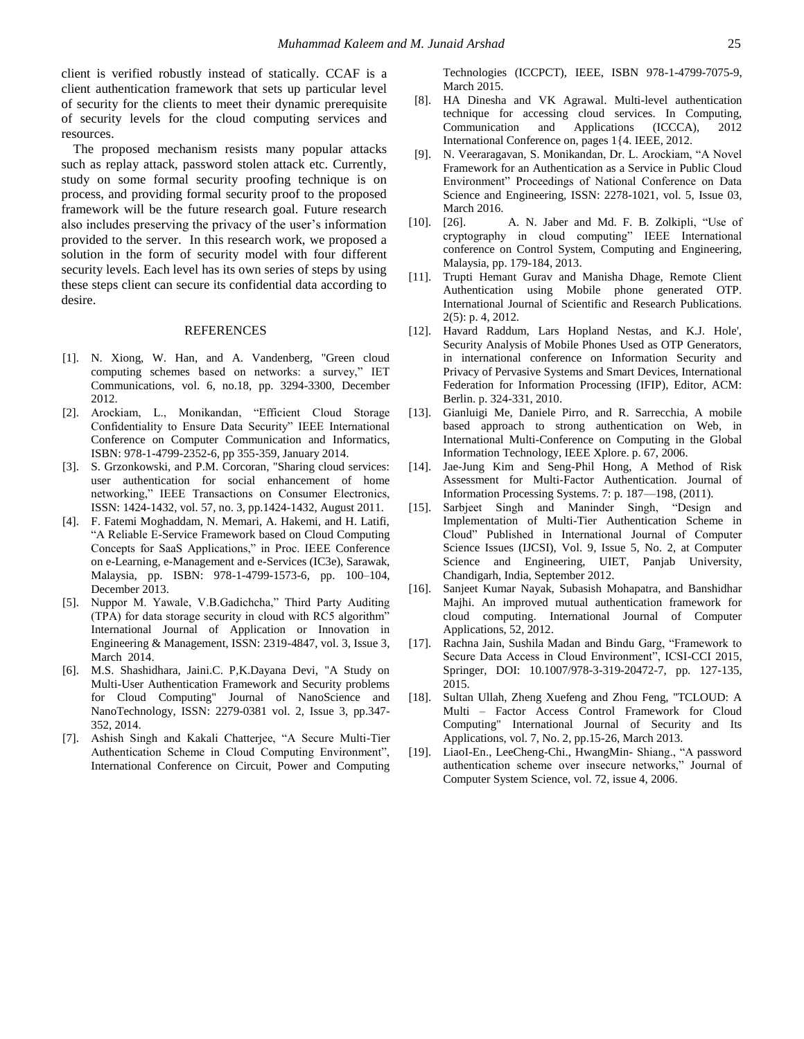client is verified robustly instead of statically. CCAF is a client authentication framework that sets up particular level of security for the clients to meet their dynamic prerequisite of security levels for the cloud computing services and resources.

The proposed mechanism resists many popular attacks such as replay attack, password stolen attack etc. Currently, study on some formal security proofing technique is on process, and providing formal security proof to the proposed framework will be the future research goal. Future research also includes preserving the privacy of the user's information provided to the server. In this research work, we proposed a solution in the form of security model with four different security levels. Each level has its own series of steps by using these steps client can secure its confidential data according to desire.

## REFERENCES

[1]. N. Xiong, W. Han, and A. Vandenberg, "Green cloud computing schemes based on networks: a survey," IET Communications, vol. 6, no.18, pp. 3294-3300, December 2012.

[2]. Arockiam, L., Monikandan, "Efficient Cloud Storage Confidentiality to Ensure Data Security" IEEE International Conference on Computer Communication and Informatics, ISBN: 978-1-4799-2352-6, pp 355-359, January 2014.

[3]. S. Grzonkowski, and P.M. Corcoran, "Sharing cloud services: user authentication for social enhancement of home networking," IEEE Transactions on Consumer Electronics, ISSN: 1424-1432, vol. 57, no. 3, pp.1424-1432, August 2011.

[4]. F. Fatemi Moghaddam, N. Memari, A. Hakemi, and H. Latifi, "A Reliable E-Service Framework based on Cloud Computing Concepts for SaaS Applications," in Proc. IEEE Conference on e-Learning, e-Management and e-Services (IC3e), Sarawak, Malaysia, pp. ISBN: 978-1-4799-1573-6, pp. 100–104, December 2013.

[5]. Nuppor M. Yawale, V.B.Gadichcha," Third Party Auditing (TPA) for data storage security in cloud with RC5 algorithm" International Journal of Application or Innovation in Engineering & Management, ISSN: 2319-4847, vol. 3, Issue 3, March 2014.

[6]. M.S. Shashidhara, Jaini.C. P,K.Dayana Devi, "A Study on Multi-User Authentication Framework and Security problems for Cloud Computing" Journal of NanoScience and NanoTechnology, ISSN: 2279-0381 vol. 2, Issue 3, pp.347-352, 2014.

[7]. Ashish Singh and Kakali Chatterjee, "A Secure Multi-Tier Authentication Scheme in Cloud Computing Environment", International Conference on Circuit, Power and Computing Technologies (ICCPCT), IEEE, ISBN 978-1-4799-7075-9, March 2015.

[8]. HA Dinesha and VK Agrawal. Multi-level authentication technique for accessing cloud services. In Computing, Communication and Applications (ICCCA), 2012 International Conference on, pages 1{4. IEEE, 2012.

[9]. N. Veeraragavan, S. Monikandan, Dr. L. Arockiam, "A Novel Framework for an Authentication as a Service in Public Cloud Environment" Proceedings of National Conference on Data Science and Engineering, ISSN: 2278-1021, vol. 5, Issue 03, March 2016.

[10]. [26]. A. N. Jaber and Md. F. B. Zolkipli, "Use of cryptography in cloud computing" IEEE International conference on Control System, Computing and Engineering, Malaysia, pp. 179-184, 2013.

[11]. Trupti Hemant Gurav and Manisha Dhage, Remote Client Authentication using Mobile phone generated OTP. International Journal of Scientific and Research Publications. 2(5): p. 4, 2012.

[12]. Havard Raddum, Lars Hopland Nestas, and K.J. Hole', Security Analysis of Mobile Phones Used as OTP Generators, in international conference on Information Security and Privacy of Pervasive Systems and Smart Devices, International Federation for Information Processing (IFIP), Editor, ACM: Berlin. p. 324-331, 2010.

[13]. Gianluigi Me, Daniele Pirro, and R. Sarrecchia, A mobile based approach to strong authentication on Web, in International Multi-Conference on Computing in the Global Information Technology, IEEE Xplore. p. 67, 2006.

[14]. Jae-Jung Kim and Seng-Phil Hong, A Method of Risk Assessment for Multi-Factor Authentication. Journal of Information Processing Systems. 7: p. 187—198, (2011).

[15]. Sarbjeet Singh and Maninder Singh, "Design and Implementation of Multi-Tier Authentication Scheme in Cloud" Published in International Journal of Computer Science Issues (IJCSI), Vol. 9, Issue 5, No. 2, at Computer Science and Engineering, UIET, Panjab University, Chandigarh, India, September 2012.

[16]. Sanjeet Kumar Nayak, Subasish Mohapatra, and Banshidhar Majhi. An improved mutual authentication framework for cloud computing. International Journal of Computer Applications, 52, 2012.

[17]. Rachna Jain, Sushila Madan and Bindu Garg, "Framework to Secure Data Access in Cloud Environment", ICSI-CCI 2015, Springer, DOI: 10.1007/978-3-319-20472-7, pp. 127-135, 2015.

[18]. Sultan Ullah, Zheng Xuefeng and Zhou Feng, "TCLOUD: A Multi – Factor Access Control Framework for Cloud Computing" International Journal of Security and Its Applications, vol. 7, No. 2, pp.15-26, March 2013.

[19]. LiaoI-En., LeeCheng-Chi., HwangMin- Shiang., "A password authentication scheme over insecure networks," Journal of Computer System Science, vol. 72, issue 4, 2006.